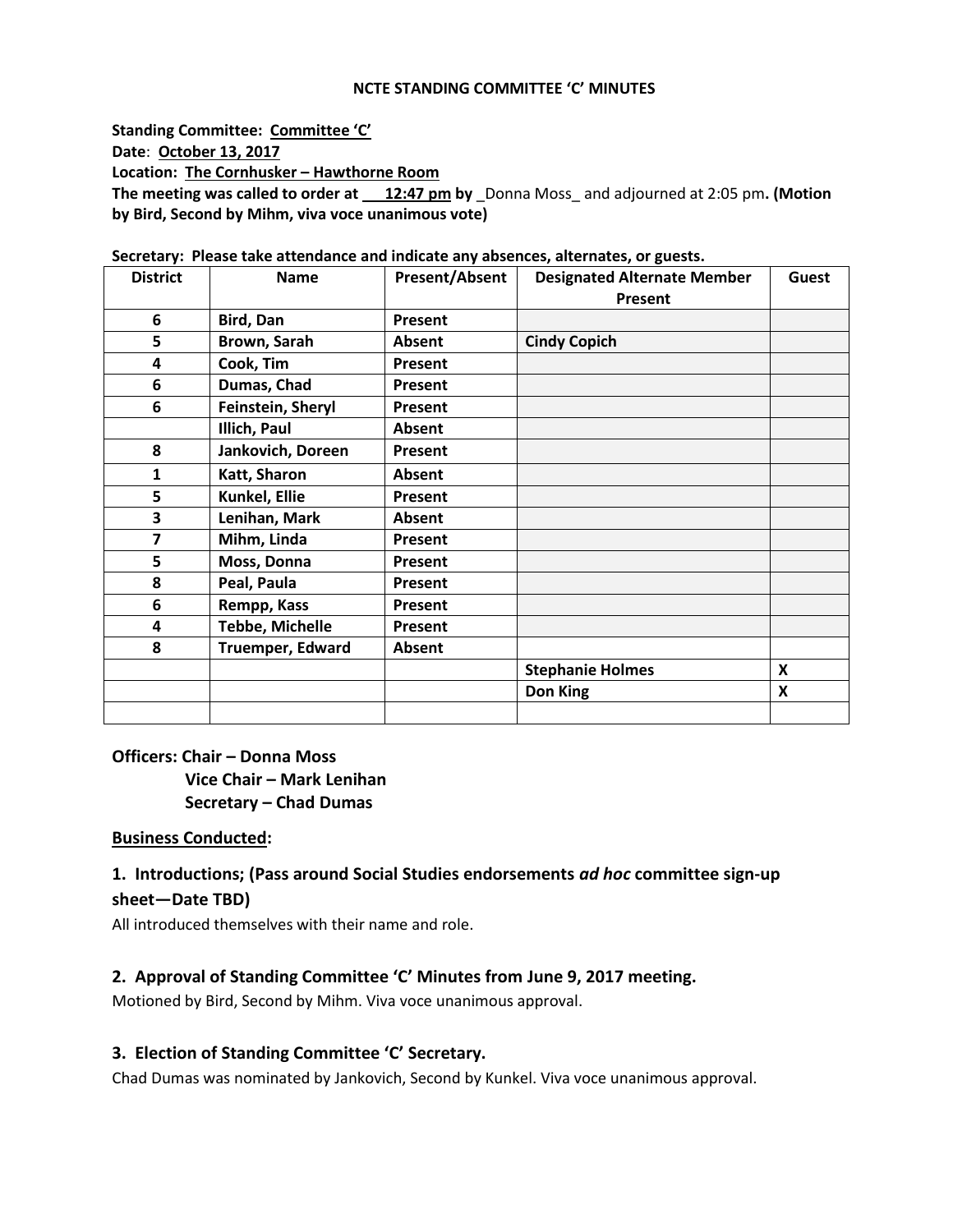# NCTE STANDING COMMITTEE 'C' MINUTES

**Standing Committee: Committee 'C'**
**Date: October 13, 2017**
**Location: The Cornhusker – Hawthorne Room**
**The meeting was called to order at 12:47 pm by** _Donna Moss_ and adjourned at 2:05 pm**. (Motion by Bird, Second by Mihm, viva voce unanimous vote)**

**Secretary: Please take attendance and indicate any absences, alternates, or guests.**

| District | Name | Present/Absent | Designated Alternate Member Present | Guest |
|---|---|---|---|---|
| 6 | Bird, Dan | Present | | |
| 5 | Brown, Sarah | Absent | Cindy Copich | |
| 4 | Cook, Tim | Present | | |
| 6 | Dumas, Chad | Present | | |
| 6 | Feinstein, Sheryl | Present | | |
| | Illich, Paul | Absent | | |
| 8 | Jankovich, Doreen | Present | | |
| 1 | Katt, Sharon | Absent | | |
| 5 | Kunkel, Ellie | Present | | |
| 3 | Lenihan, Mark | Absent | | |
| 7 | Mihm, Linda | Present | | |
| 5 | Moss, Donna | Present | | |
| 8 | Peal, Paula | Present | | |
| 6 | Rempp, Kass | Present | | |
| 4 | Tebbe, Michelle | Present | | |
| 8 | Truemper, Edward | Absent | | |
| | | | Stephanie Holmes | X |
| | | | Don King | X |
| | | | | |

**Officers: Chair – Donna Moss**
**Vice Chair – Mark Lenihan**
**Secretary – Chad Dumas**

**Business Conducted:**

### 1. Introductions; (Pass around Social Studies endorsements *ad hoc* committee sign-up sheet—Date TBD)

All introduced themselves with their name and role.

### 2. Approval of Standing Committee 'C' Minutes from June 9, 2017 meeting.

Motioned by Bird, Second by Mihm. Viva voce unanimous approval.

### 3. Election of Standing Committee 'C' Secretary.

Chad Dumas was nominated by Jankovich, Second by Kunkel. Viva voce unanimous approval.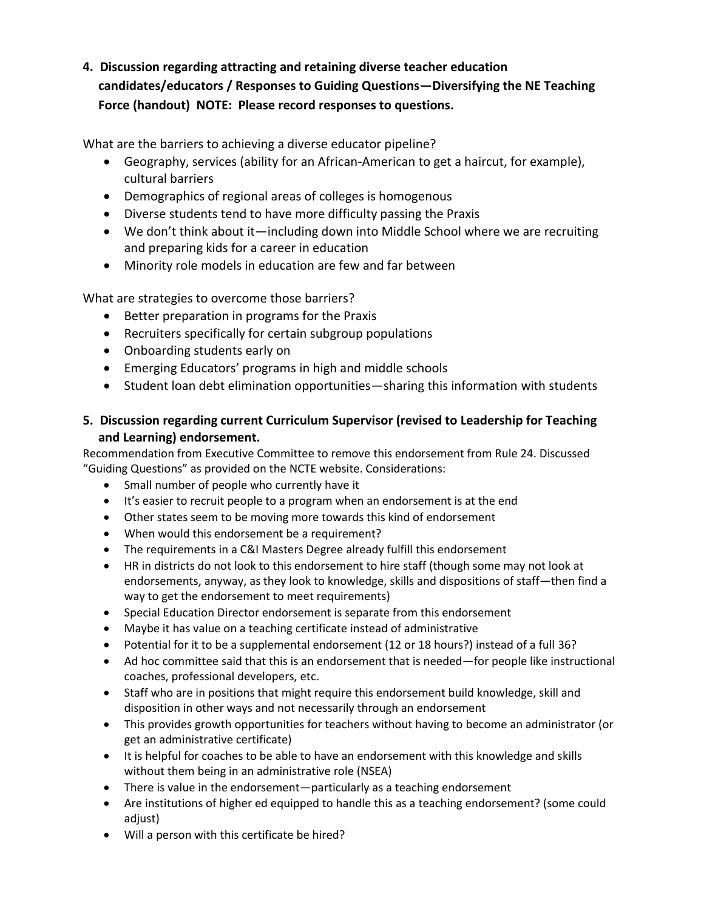**4. Discussion regarding attracting and retaining diverse teacher education candidates/educators / Responses to Guiding Questions—Diversifying the NE Teaching Force (handout) NOTE: Please record responses to questions.**

What are the barriers to achieving a diverse educator pipeline?

- Geography, services (ability for an African-American to get a haircut, for example), cultural barriers
- Demographics of regional areas of colleges is homogenous
- Diverse students tend to have more difficulty passing the Praxis
- We don't think about it—including down into Middle School where we are recruiting and preparing kids for a career in education
- Minority role models in education are few and far between

What are strategies to overcome those barriers?

- Better preparation in programs for the Praxis
- Recruiters specifically for certain subgroup populations
- Onboarding students early on
- Emerging Educators' programs in high and middle schools
- Student loan debt elimination opportunities—sharing this information with students

**5. Discussion regarding current Curriculum Supervisor (revised to Leadership for Teaching and Learning) endorsement.**

Recommendation from Executive Committee to remove this endorsement from Rule 24. Discussed "Guiding Questions" as provided on the NCTE website. Considerations:

- Small number of people who currently have it
- It's easier to recruit people to a program when an endorsement is at the end
- Other states seem to be moving more towards this kind of endorsement
- When would this endorsement be a requirement?
- The requirements in a C&I Masters Degree already fulfill this endorsement
- HR in districts do not look to this endorsement to hire staff (though some may not look at endorsements, anyway, as they look to knowledge, skills and dispositions of staff—then find a way to get the endorsement to meet requirements)
- Special Education Director endorsement is separate from this endorsement
- Maybe it has value on a teaching certificate instead of administrative
- Potential for it to be a supplemental endorsement (12 or 18 hours?) instead of a full 36?
- Ad hoc committee said that this is an endorsement that is needed—for people like instructional coaches, professional developers, etc.
- Staff who are in positions that might require this endorsement build knowledge, skill and disposition in other ways and not necessarily through an endorsement
- This provides growth opportunities for teachers without having to become an administrator (or get an administrative certificate)
- It is helpful for coaches to be able to have an endorsement with this knowledge and skills without them being in an administrative role (NSEA)
- There is value in the endorsement—particularly as a teaching endorsement
- Are institutions of higher ed equipped to handle this as a teaching endorsement? (some could adjust)
- Will a person with this certificate be hired?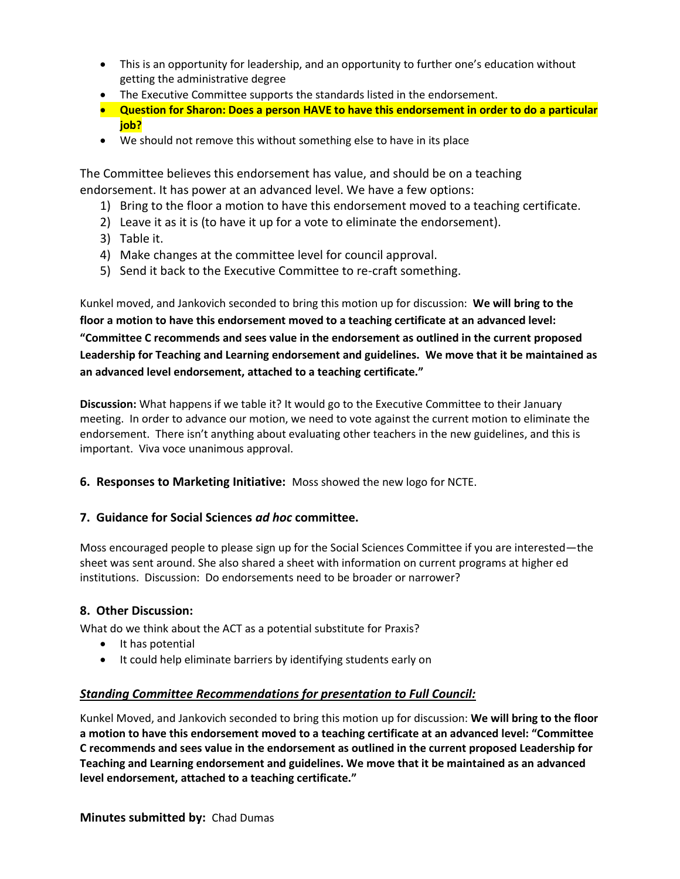- This is an opportunity for leadership, and an opportunity to further one's education without getting the administrative degree
- The Executive Committee supports the standards listed in the endorsement.
- **Question for Sharon: Does a person HAVE to have this endorsement in order to do a particular job?**
- We should not remove this without something else to have in its place

The Committee believes this endorsement has value, and should be on a teaching endorsement. It has power at an advanced level. We have a few options:

1) Bring to the floor a motion to have this endorsement moved to a teaching certificate.
2) Leave it as it is (to have it up for a vote to eliminate the endorsement).
3) Table it.
4) Make changes at the committee level for council approval.
5) Send it back to the Executive Committee to re-craft something.

Kunkel moved, and Jankovich seconded to bring this motion up for discussion: **We will bring to the floor a motion to have this endorsement moved to a teaching certificate at an advanced level: "Committee C recommends and sees value in the endorsement as outlined in the current proposed Leadership for Teaching and Learning endorsement and guidelines. We move that it be maintained as an advanced level endorsement, attached to a teaching certificate."**

**Discussion:** What happens if we table it? It would go to the Executive Committee to their January meeting. In order to advance our motion, we need to vote against the current motion to eliminate the endorsement. There isn't anything about evaluating other teachers in the new guidelines, and this is important. Viva voce unanimous approval.

### 6. Responses to Marketing Initiative:

Moss showed the new logo for NCTE.

### 7. Guidance for Social Sciences *ad hoc* committee.

Moss encouraged people to please sign up for the Social Sciences Committee if you are interested—the sheet was sent around. She also shared a sheet with information on current programs at higher ed institutions. Discussion: Do endorsements need to be broader or narrower?

### 8. Other Discussion:

What do we think about the ACT as a potential substitute for Praxis?

- It has potential
- It could help eliminate barriers by identifying students early on

***Standing Committee Recommendations for presentation to Full Council:***

Kunkel Moved, and Jankovich seconded to bring this motion up for discussion: **We will bring to the floor a motion to have this endorsement moved to a teaching certificate at an advanced level: "Committee C recommends and sees value in the endorsement as outlined in the current proposed Leadership for Teaching and Learning endorsement and guidelines. We move that it be maintained as an advanced level endorsement, attached to a teaching certificate."**

**Minutes submitted by:** Chad Dumas